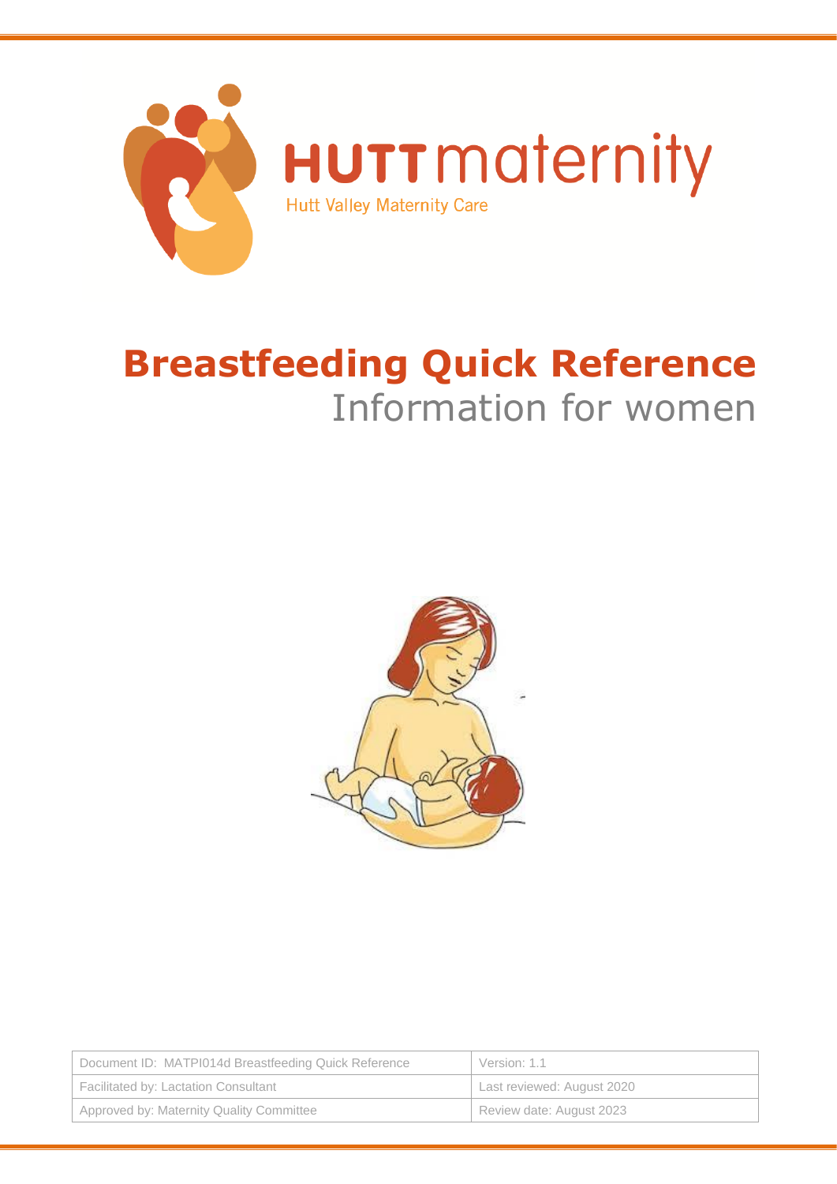HUTT maternity

Hutt Valley Maternity Care

# Breastfeeding Quick Reference

## Information for women

| Document ID: MATPI014d Breastfeeding Quick Reference | Version: 1.1 |
| --- | --- |
| Facilitated by: Lactation Consultant | Last reviewed: August 2020 |
| Approved by: Maternity Quality Committee | Review date: August 2023 |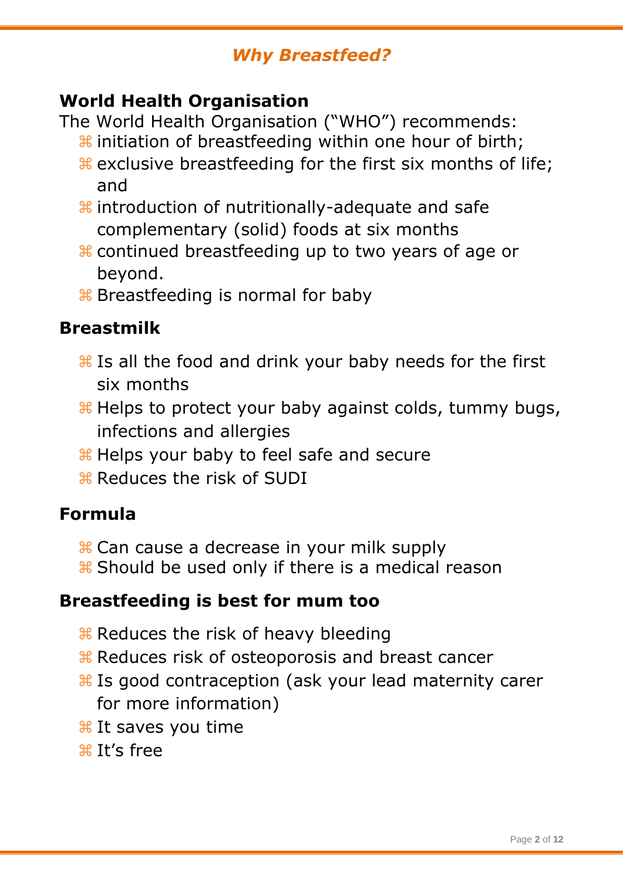# *Why Breastfeed?*

## World Health Organisation

The World Health Organisation ("WHO") recommends:

- initiation of breastfeeding within one hour of birth;
- exclusive breastfeeding for the first six months of life; and
- introduction of nutritionally-adequate and safe complementary (solid) foods at six months
- continued breastfeeding up to two years of age or beyond.
- Breastfeeding is normal for baby

## Breastmilk

- Is all the food and drink your baby needs for the first six months
- Helps to protect your baby against colds, tummy bugs, infections and allergies
- Helps your baby to feel safe and secure
- Reduces the risk of SUDI

## Formula

- Can cause a decrease in your milk supply
- Should be used only if there is a medical reason

## Breastfeeding is best for mum too

- Reduces the risk of heavy bleeding
- Reduces risk of osteoporosis and breast cancer
- Is good contraception (ask your lead maternity carer for more information)
- It saves you time
- It's free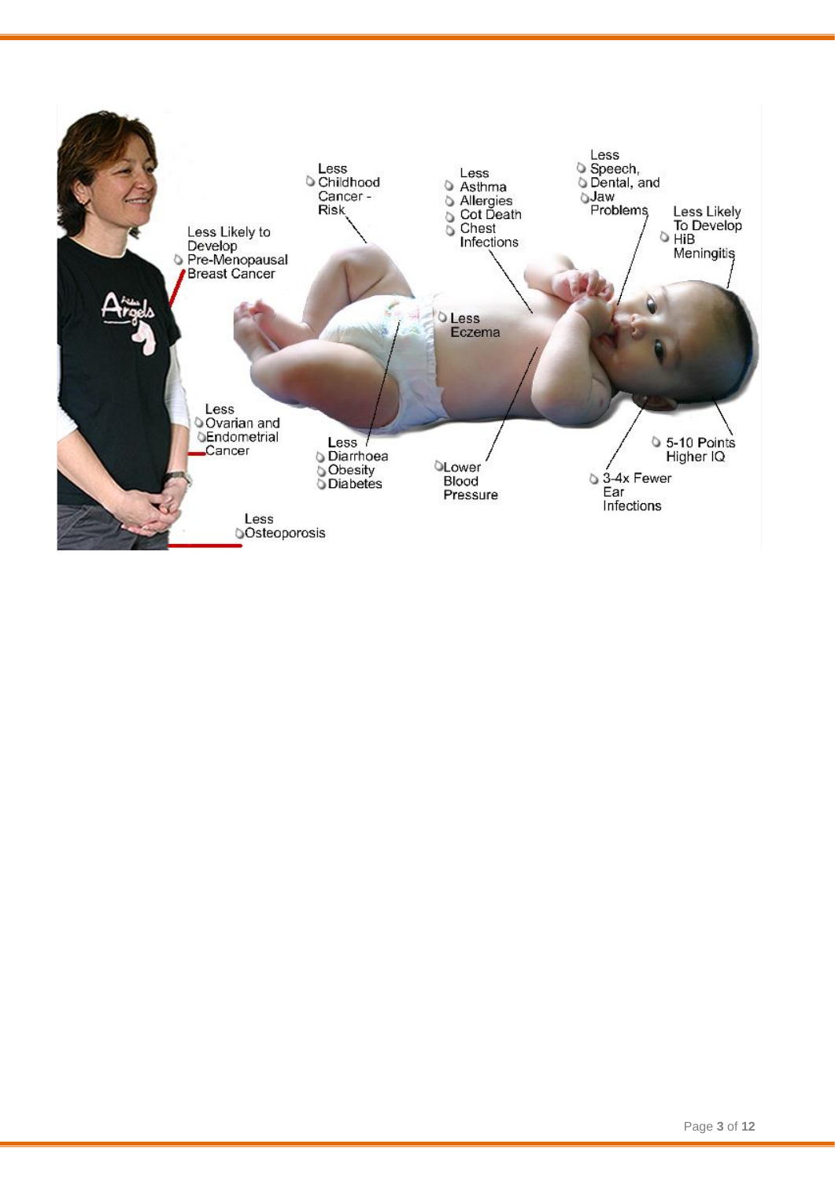Less Likely to Develop Pre-Menopausal Breast Cancer

Less Ovarian and Endometrial Cancer

Less Osteoporosis

Less Childhood Cancer - Risk

Less
- Asthma
- Allergies
- Cot Death
- Chest Infections

Less
- Speech,
- Dental, and
- Jaw Problems

Less Likely To Develop HiB Meningitis

Less Eczema

Less
- Diarrhoea
- Obesity
- Diabetes

Lower Blood Pressure

3-4x Fewer Ear Infections

5-10 Points Higher IQ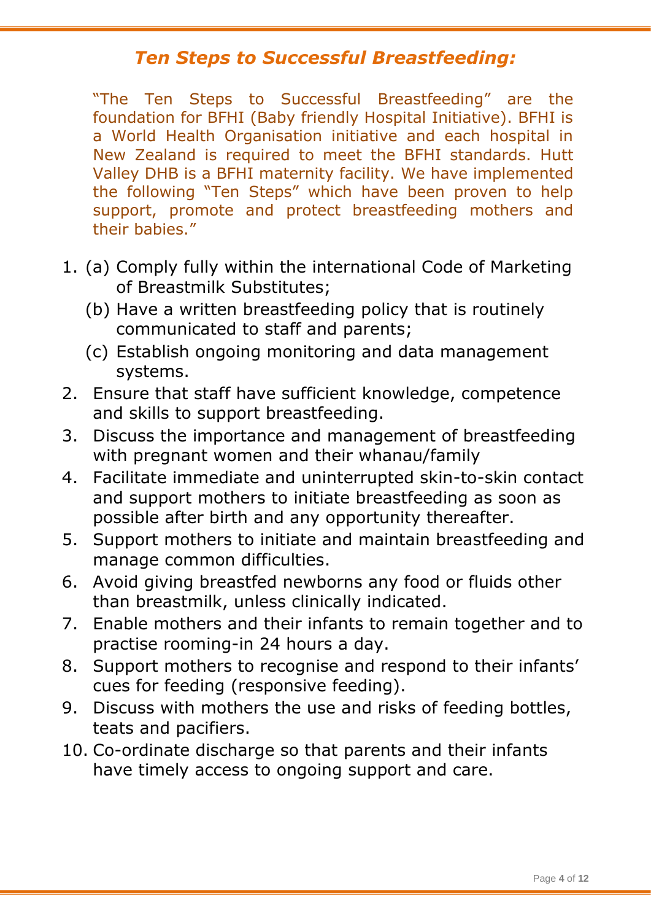## *Ten Steps to Successful Breastfeeding:*

"The Ten Steps to Successful Breastfeeding" are the foundation for BFHI (Baby friendly Hospital Initiative). BFHI is a World Health Organisation initiative and each hospital in New Zealand is required to meet the BFHI standards. Hutt Valley DHB is a BFHI maternity facility. We have implemented the following "Ten Steps" which have been proven to help support, promote and protect breastfeeding mothers and their babies."

1. (a) Comply fully within the international Code of Marketing of Breastmilk Substitutes;
   (b) Have a written breastfeeding policy that is routinely communicated to staff and parents;
   (c) Establish ongoing monitoring and data management systems.
2. Ensure that staff have sufficient knowledge, competence and skills to support breastfeeding.
3. Discuss the importance and management of breastfeeding with pregnant women and their whanau/family
4. Facilitate immediate and uninterrupted skin-to-skin contact and support mothers to initiate breastfeeding as soon as possible after birth and any opportunity thereafter.
5. Support mothers to initiate and maintain breastfeeding and manage common difficulties.
6. Avoid giving breastfed newborns any food or fluids other than breastmilk, unless clinically indicated.
7. Enable mothers and their infants to remain together and to practise rooming-in 24 hours a day.
8. Support mothers to recognise and respond to their infants' cues for feeding (responsive feeding).
9. Discuss with mothers the use and risks of feeding bottles, teats and pacifiers.
10. Co-ordinate discharge so that parents and their infants have timely access to ongoing support and care.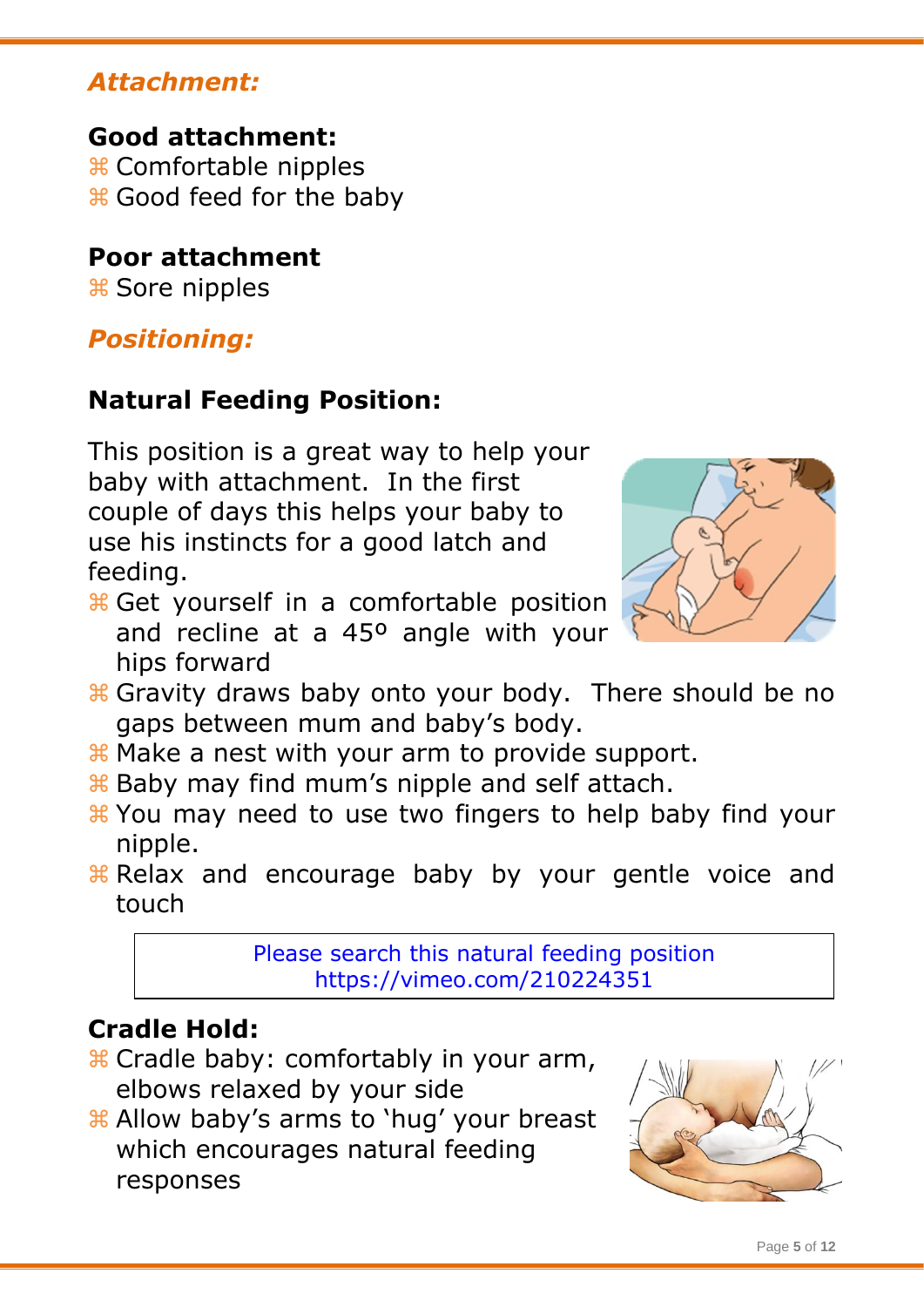## *Attachment:*

### Good attachment:

- Comfortable nipples
- Good feed for the baby

### Poor attachment

- Sore nipples

## *Positioning:*

### Natural Feeding Position:

This position is a great way to help your baby with attachment. In the first couple of days this helps your baby to use his instincts for a good latch and feeding.

- Get yourself in a comfortable position and recline at a 45º angle with your hips forward
- Gravity draws baby onto your body. There should be no gaps between mum and baby's body.
- Make a nest with your arm to provide support.
- Baby may find mum's nipple and self attach.
- You may need to use two fingers to help baby find your nipple.
- Relax and encourage baby by your gentle voice and touch

> Please search this natural feeding position
> https://vimeo.com/210224351

### Cradle Hold:

- Cradle baby: comfortably in your arm, elbows relaxed by your side
- Allow baby's arms to 'hug' your breast which encourages natural feeding responses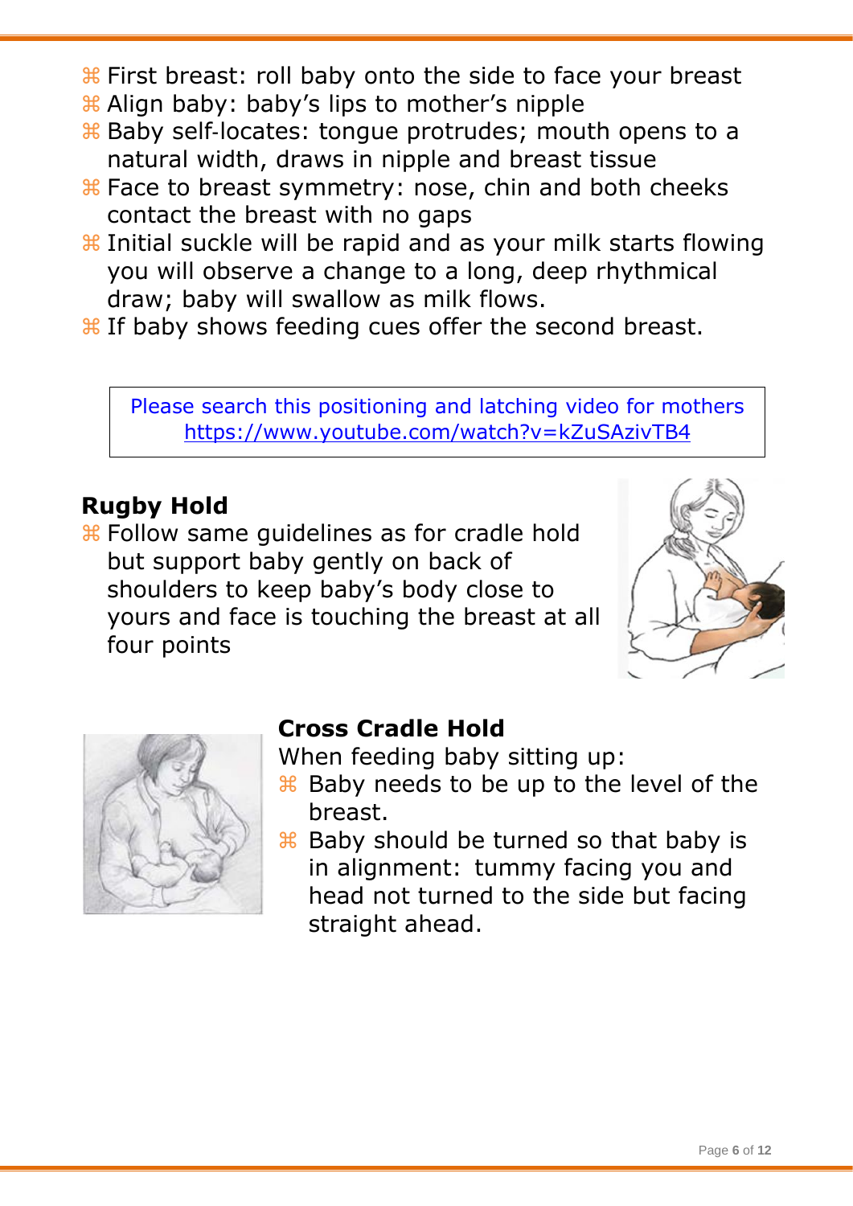- First breast: roll baby onto the side to face your breast
- Align baby: baby's lips to mother's nipple
- Baby self-locates: tongue protrudes; mouth opens to a natural width, draws in nipple and breast tissue
- Face to breast symmetry: nose, chin and both cheeks contact the breast with no gaps
- Initial suckle will be rapid and as your milk starts flowing you will observe a change to a long, deep rhythmical draw; baby will swallow as milk flows.
- If baby shows feeding cues offer the second breast.

Please search this positioning and latching video for mothers
https://www.youtube.com/watch?v=kZuSAzivTB4

## Rugby Hold

- Follow same guidelines as for cradle hold but support baby gently on back of shoulders to keep baby's body close to yours and face is touching the breast at all four points

## Cross Cradle Hold

When feeding baby sitting up:

- Baby needs to be up to the level of the breast.
- Baby should be turned so that baby is in alignment: tummy facing you and head not turned to the side but facing straight ahead.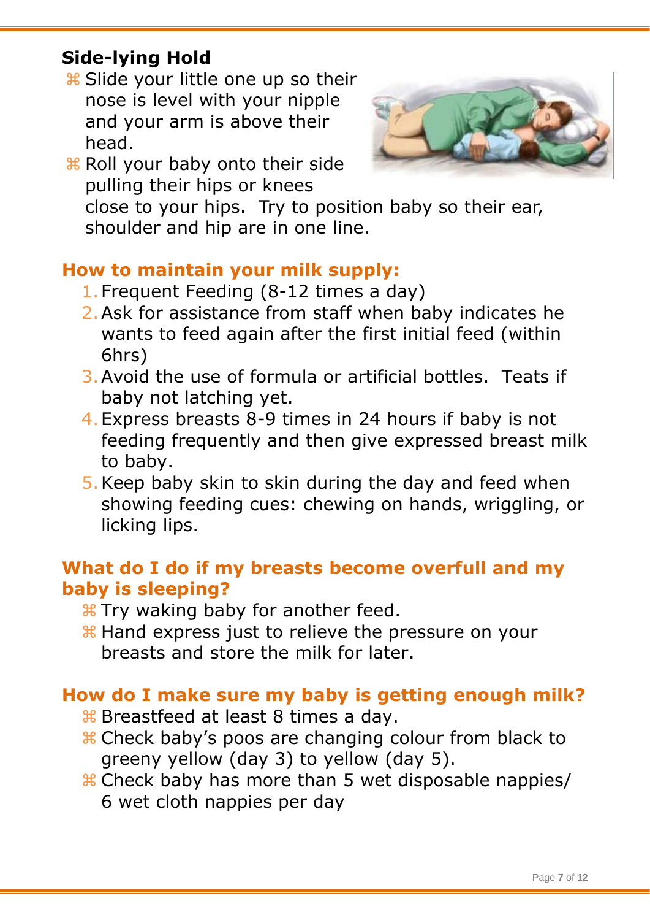## Side-lying Hold

- Slide your little one up so their nose is level with your nipple and your arm is above their head.
- Roll your baby onto their side pulling their hips or knees close to your hips. Try to position baby so their ear, shoulder and hip are in one line.

## How to maintain your milk supply:

1. Frequent Feeding (8-12 times a day)
2. Ask for assistance from staff when baby indicates he wants to feed again after the first initial feed (within 6hrs)
3. Avoid the use of formula or artificial bottles. Teats if baby not latching yet.
4. Express breasts 8-9 times in 24 hours if baby is not feeding frequently and then give expressed breast milk to baby.
5. Keep baby skin to skin during the day and feed when showing feeding cues: chewing on hands, wriggling, or licking lips.

## What do I do if my breasts become overfull and my baby is sleeping?

- Try waking baby for another feed.
- Hand express just to relieve the pressure on your breasts and store the milk for later.

## How do I make sure my baby is getting enough milk?

- Breastfeed at least 8 times a day.
- Check baby's poos are changing colour from black to greeny yellow (day 3) to yellow (day 5).
- Check baby has more than 5 wet disposable nappies/ 6 wet cloth nappies per day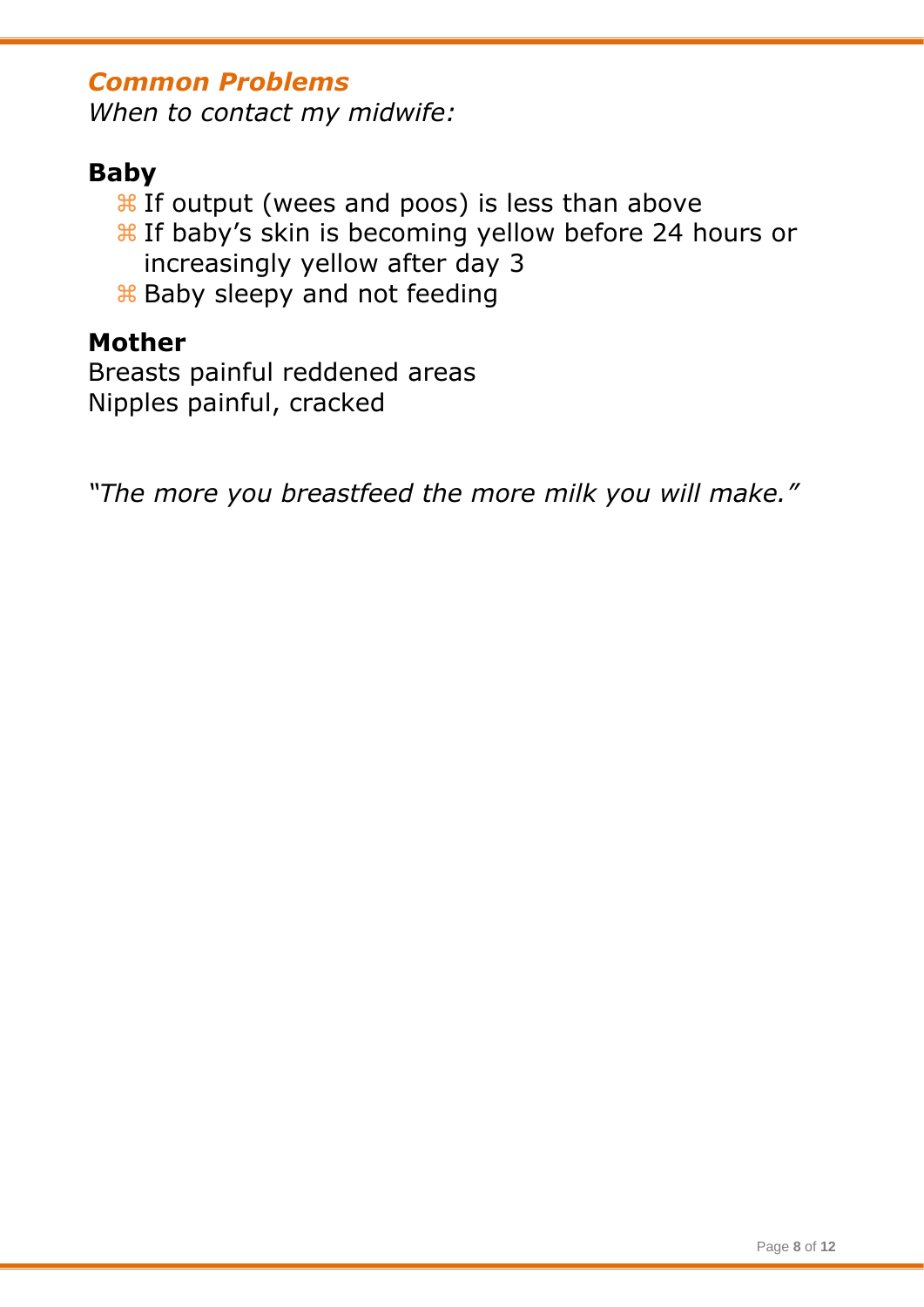## *Common Problems*

*When to contact my midwife:*

### Baby

- If output (wees and poos) is less than above
- If baby's skin is becoming yellow before 24 hours or increasingly yellow after day 3
- Baby sleepy and not feeding

### Mother

Breasts painful reddened areas
Nipples painful, cracked

*"The more you breastfeed the more milk you will make."*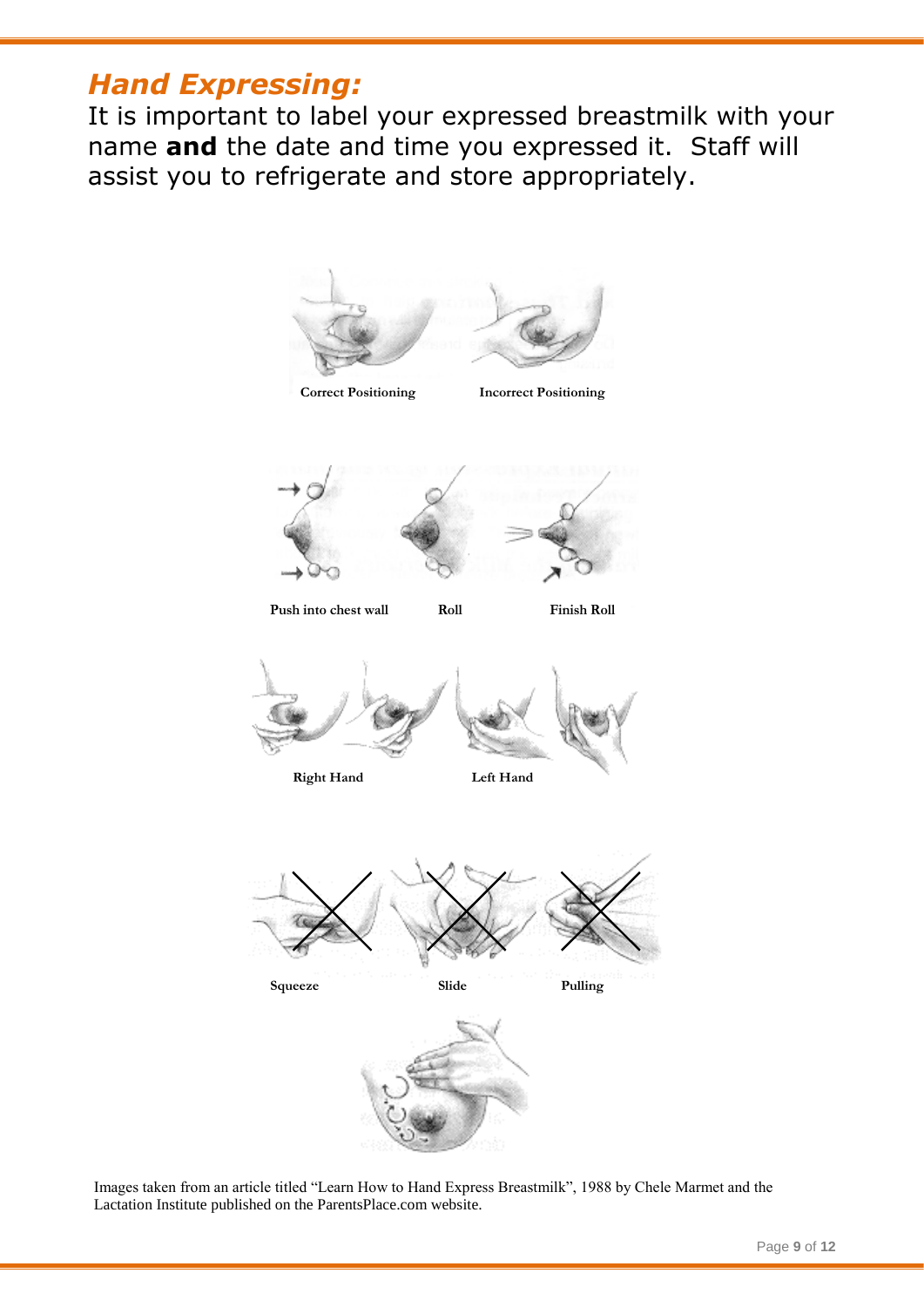## *Hand Expressing:*

It is important to label your expressed breastmilk with your name **and** the date and time you expressed it. Staff will assist you to refrigerate and store appropriately.

Correct Positioning    Incorrect Positioning

Push into chest wall    Roll    Finish Roll

Right Hand    Left Hand

Squeeze    Slide    Pulling

Images taken from an article titled "Learn How to Hand Express Breastmilk", 1988 by Chele Marmet and the Lactation Institute published on the ParentsPlace.com website.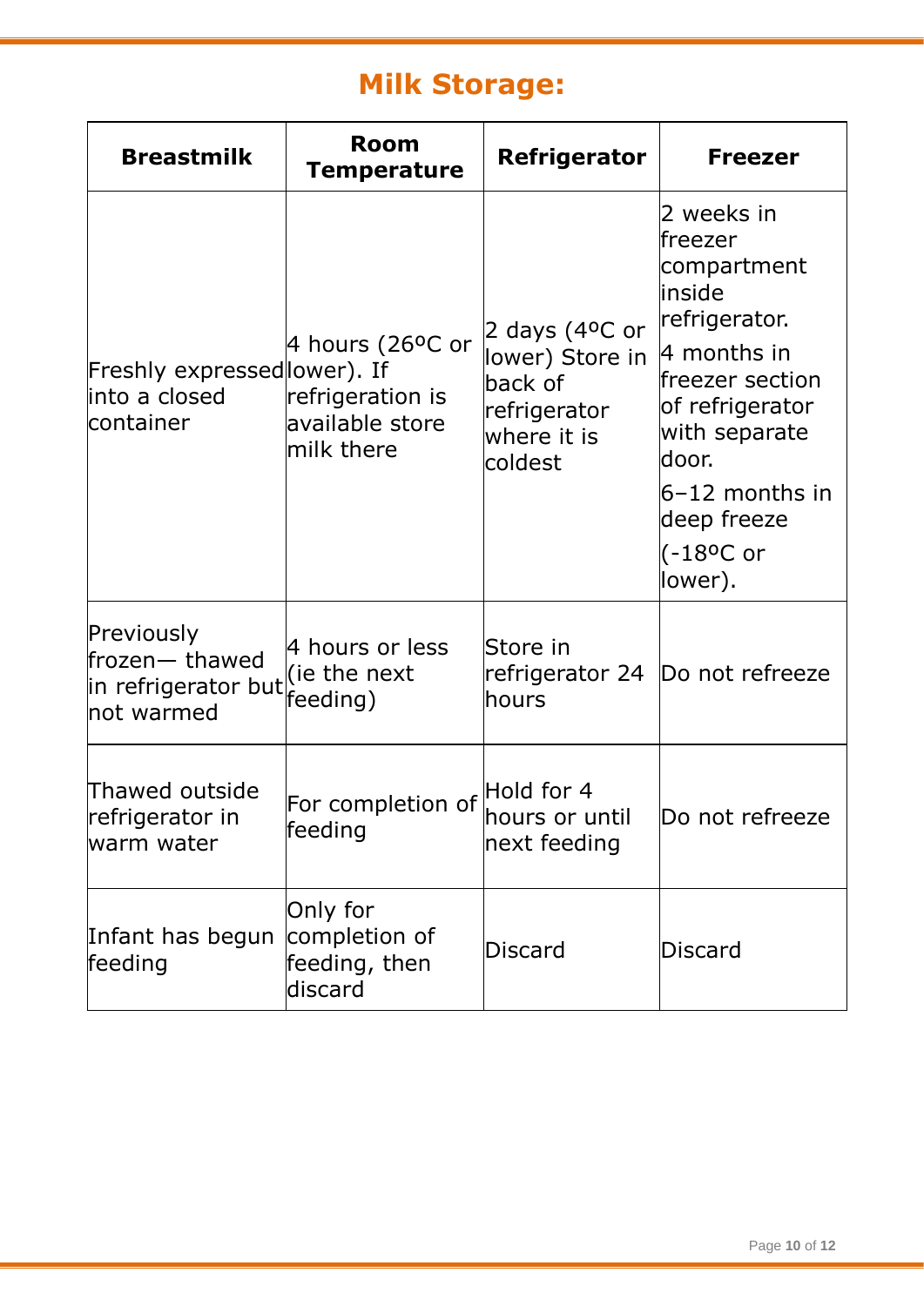## Milk Storage:

| Breastmilk | Room Temperature | Refrigerator | Freezer |
|---|---|---|---|
| Freshly expressed into a closed container | 4 hours (26ºC or lower). If refrigeration is available store milk there | 2 days (4ºC or lower) Store in back of refrigerator where it is coldest | 2 weeks in freezer compartment inside refrigerator.<br>4 months in freezer section of refrigerator with separate door.<br>6–12 months in deep freeze<br>(-18ºC or lower). |
| Previously frozen— thawed in refrigerator but not warmed | 4 hours or less (ie the next feeding) | Store in refrigerator 24 hours | Do not refreeze |
| Thawed outside refrigerator in warm water | For completion of feeding | Hold for 4 hours or until next feeding | Do not refreeze |
| Infant has begun feeding | Only for completion of feeding, then discard | Discard | Discard |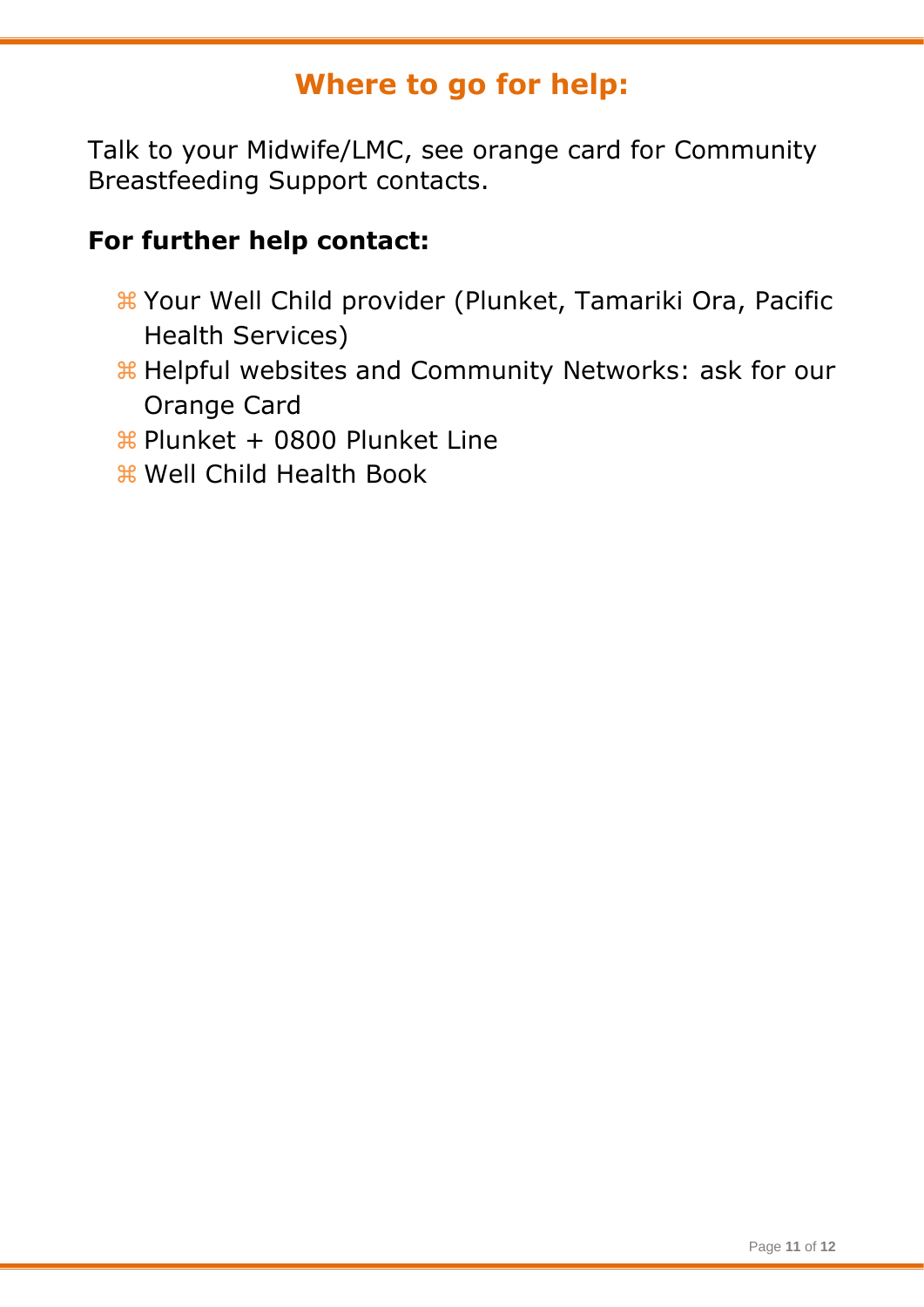## Where to go for help:

Talk to your Midwife/LMC, see orange card for Community Breastfeeding Support contacts.

### For further help contact:

- Your Well Child provider (Plunket, Tamariki Ora, Pacific Health Services)
- Helpful websites and Community Networks: ask for our Orange Card
- Plunket + 0800 Plunket Line
- Well Child Health Book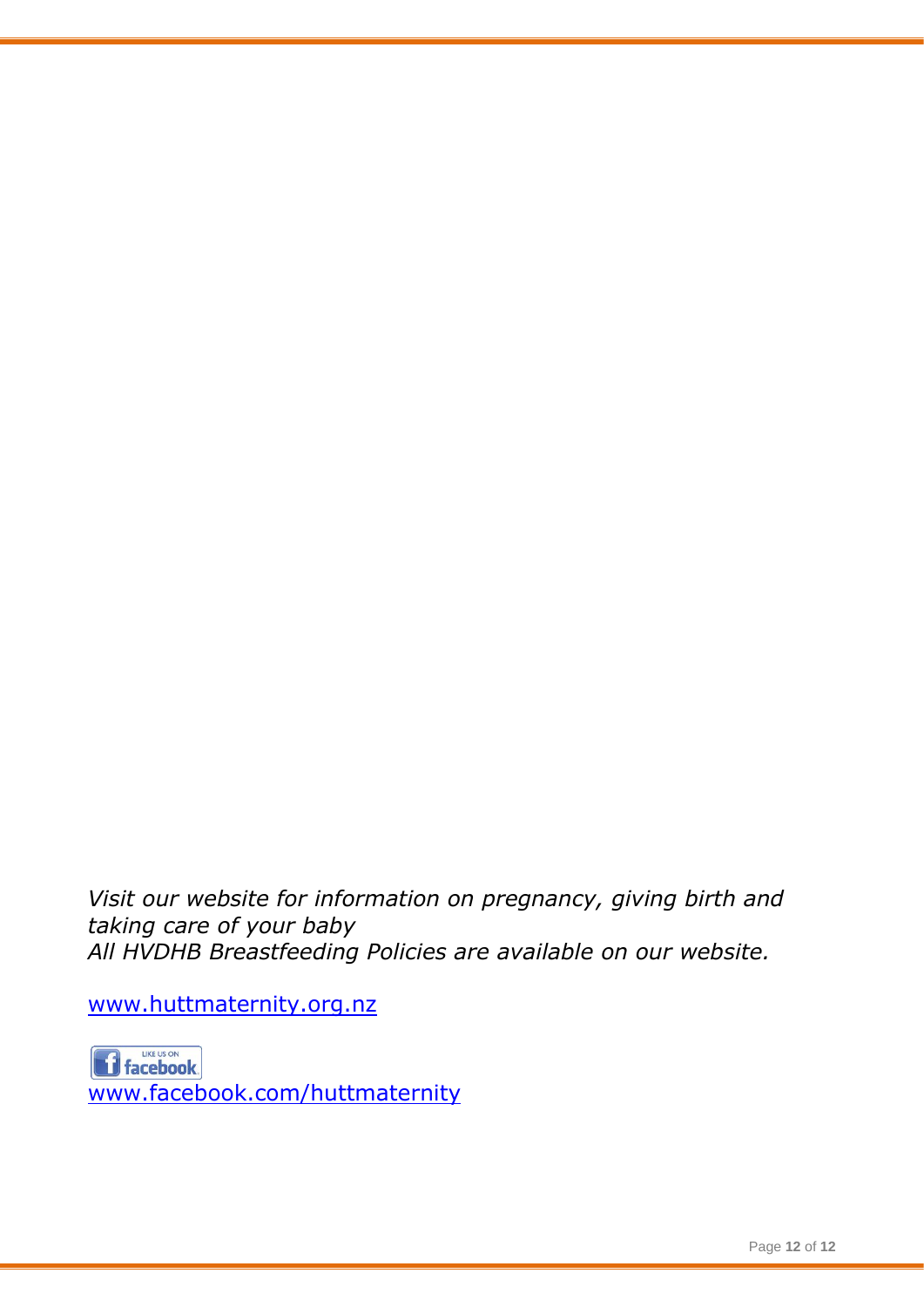*Visit our website for information on pregnancy, giving birth and taking care of your baby*
*All HVDHB Breastfeeding Policies are available on our website.*

www.huttmaternity.org.nz

LIKE US ON facebook
www.facebook.com/huttmaternity